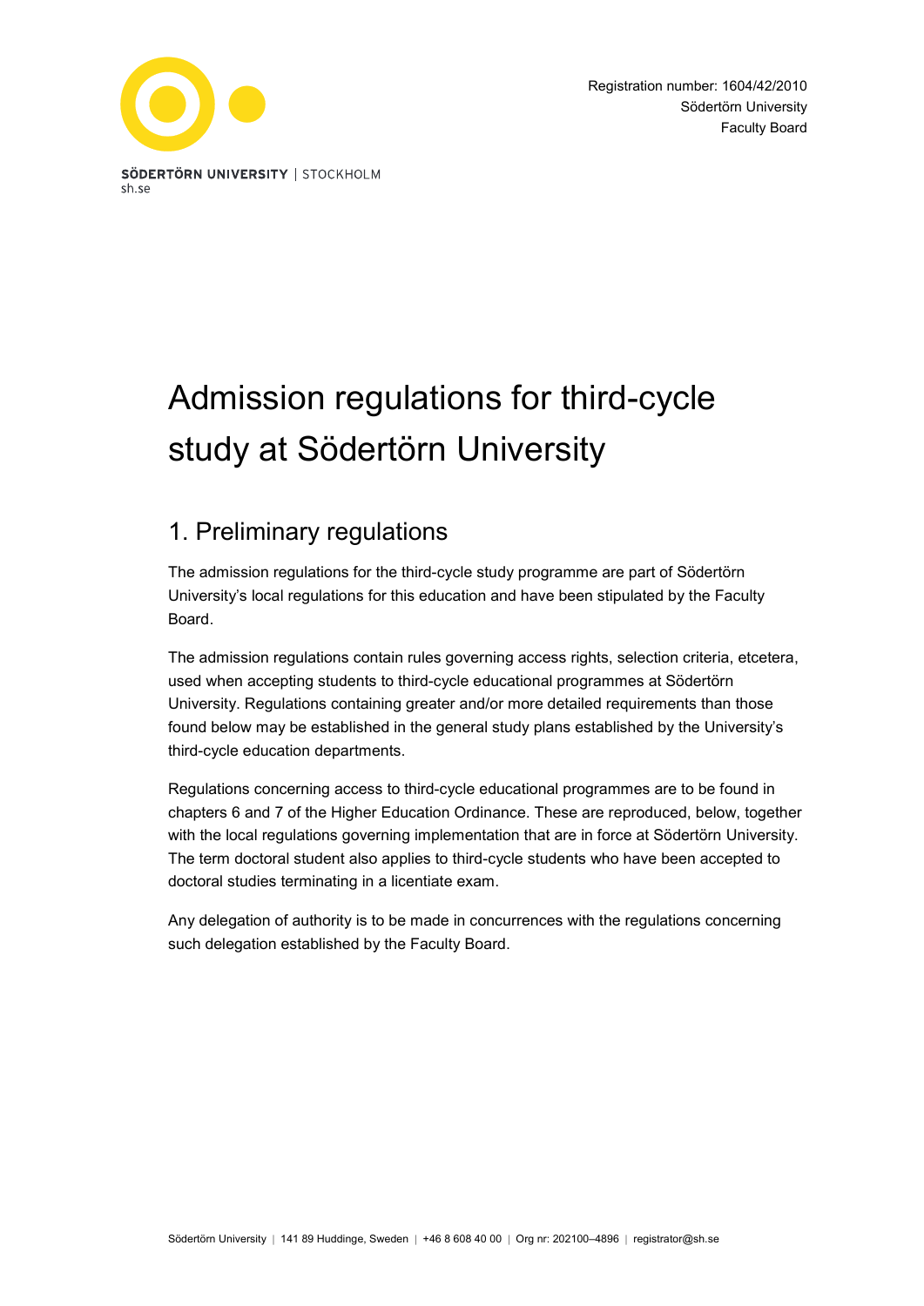Registration number: 1604/42/2010
Södertörn University
Faculty Board

# Admission regulations for third-cycle study at Södertörn University

## 1. Preliminary regulations

The admission regulations for the third-cycle study programme are part of Södertörn University's local regulations for this education and have been stipulated by the Faculty Board.

The admission regulations contain rules governing access rights, selection criteria, etcetera, used when accepting students to third-cycle educational programmes at Södertörn University. Regulations containing greater and/or more detailed requirements than those found below may be established in the general study plans established by the University's third-cycle education departments.

Regulations concerning access to third-cycle educational programmes are to be found in chapters 6 and 7 of the Higher Education Ordinance. These are reproduced, below, together with the local regulations governing implementation that are in force at Södertörn University. The term doctoral student also applies to third-cycle students who have been accepted to doctoral studies terminating in a licentiate exam.

Any delegation of authority is to be made in concurrences with the regulations concerning such delegation established by the Faculty Board.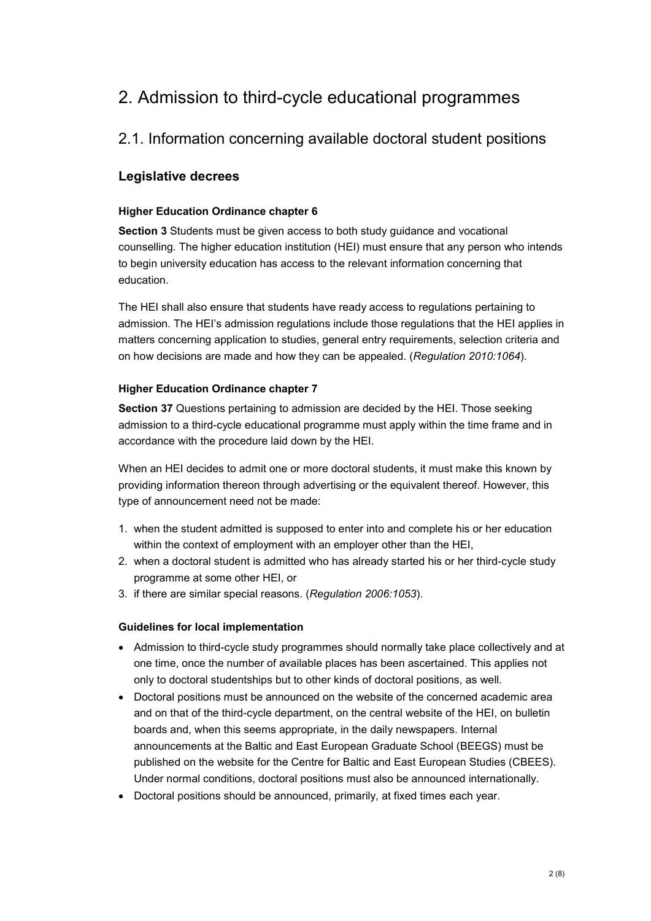# 2. Admission to third-cycle educational programmes

## 2.1. Information concerning available doctoral student positions

### Legislative decrees

#### Higher Education Ordinance chapter 6

**Section 3** Students must be given access to both study guidance and vocational counselling. The higher education institution (HEI) must ensure that any person who intends to begin university education has access to the relevant information concerning that education.

The HEI shall also ensure that students have ready access to regulations pertaining to admission. The HEI's admission regulations include those regulations that the HEI applies in matters concerning application to studies, general entry requirements, selection criteria and on how decisions are made and how they can be appealed. (*Regulation 2010:1064*).

#### Higher Education Ordinance chapter 7

**Section 37** Questions pertaining to admission are decided by the HEI. Those seeking admission to a third-cycle educational programme must apply within the time frame and in accordance with the procedure laid down by the HEI.

When an HEI decides to admit one or more doctoral students, it must make this known by providing information thereon through advertising or the equivalent thereof. However, this type of announcement need not be made:

1. when the student admitted is supposed to enter into and complete his or her education within the context of employment with an employer other than the HEI,
2. when a doctoral student is admitted who has already started his or her third-cycle study programme at some other HEI, or
3. if there are similar special reasons. (*Regulation 2006:1053*).

#### Guidelines for local implementation

- Admission to third-cycle study programmes should normally take place collectively and at one time, once the number of available places has been ascertained. This applies not only to doctoral studentships but to other kinds of doctoral positions, as well.
- Doctoral positions must be announced on the website of the concerned academic area and on that of the third-cycle department, on the central website of the HEI, on bulletin boards and, when this seems appropriate, in the daily newspapers. Internal announcements at the Baltic and East European Graduate School (BEEGS) must be published on the website for the Centre for Baltic and East European Studies (CBEES). Under normal conditions, doctoral positions must also be announced internationally.
- Doctoral positions should be announced, primarily, at fixed times each year.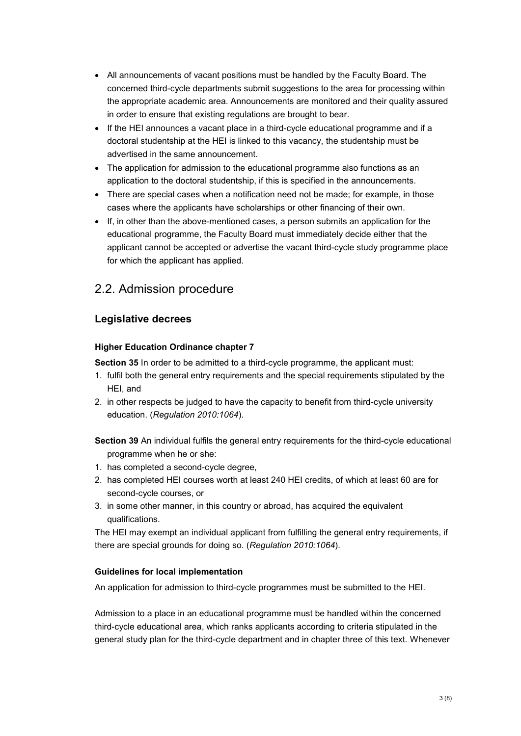- All announcements of vacant positions must be handled by the Faculty Board. The concerned third-cycle departments submit suggestions to the area for processing within the appropriate academic area. Announcements are monitored and their quality assured in order to ensure that existing regulations are brought to bear.
- If the HEI announces a vacant place in a third-cycle educational programme and if a doctoral studentship at the HEI is linked to this vacancy, the studentship must be advertised in the same announcement.
- The application for admission to the educational programme also functions as an application to the doctoral studentship, if this is specified in the announcements.
- There are special cases when a notification need not be made; for example, in those cases where the applicants have scholarships or other financing of their own.
- If, in other than the above-mentioned cases, a person submits an application for the educational programme, the Faculty Board must immediately decide either that the applicant cannot be accepted or advertise the vacant third-cycle study programme place for which the applicant has applied.

## 2.2. Admission procedure

### Legislative decrees

#### Higher Education Ordinance chapter 7

**Section 35** In order to be admitted to a third-cycle programme, the applicant must:

1. fulfil both the general entry requirements and the special requirements stipulated by the HEI, and
2. in other respects be judged to have the capacity to benefit from third-cycle university education. (*Regulation 2010:1064*).

**Section 39** An individual fulfils the general entry requirements for the third-cycle educational programme when he or she:

1. has completed a second-cycle degree,
2. has completed HEI courses worth at least 240 HEI credits, of which at least 60 are for second-cycle courses, or
3. in some other manner, in this country or abroad, has acquired the equivalent qualifications.

The HEI may exempt an individual applicant from fulfilling the general entry requirements, if there are special grounds for doing so. (*Regulation 2010:1064*).

#### Guidelines for local implementation

An application for admission to third-cycle programmes must be submitted to the HEI.

Admission to a place in an educational programme must be handled within the concerned third-cycle educational area, which ranks applicants according to criteria stipulated in the general study plan for the third-cycle department and in chapter three of this text. Whenever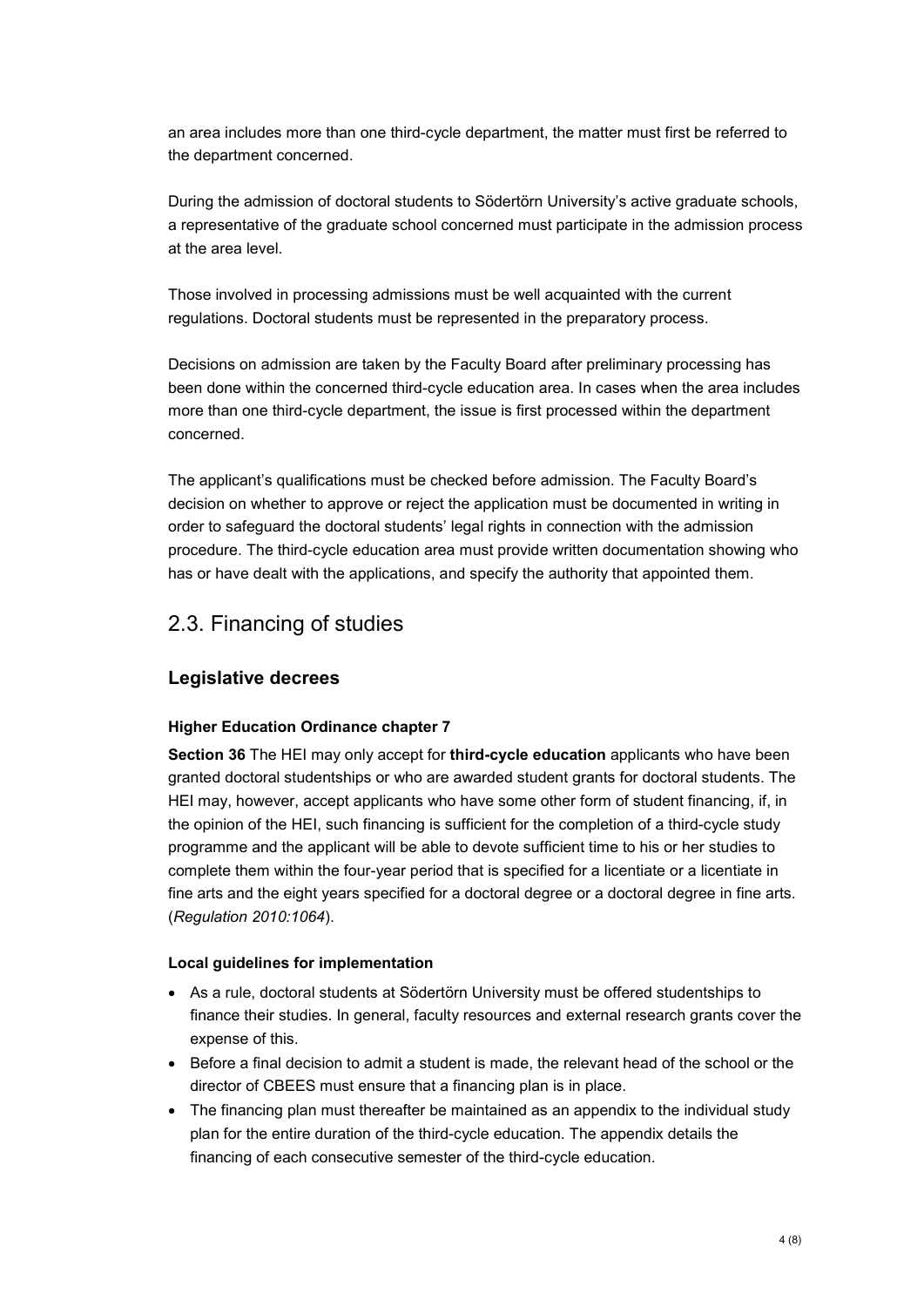an area includes more than one third-cycle department, the matter must first be referred to the department concerned.

During the admission of doctoral students to Södertörn University's active graduate schools, a representative of the graduate school concerned must participate in the admission process at the area level.

Those involved in processing admissions must be well acquainted with the current regulations. Doctoral students must be represented in the preparatory process.

Decisions on admission are taken by the Faculty Board after preliminary processing has been done within the concerned third-cycle education area. In cases when the area includes more than one third-cycle department, the issue is first processed within the department concerned.

The applicant's qualifications must be checked before admission. The Faculty Board's decision on whether to approve or reject the application must be documented in writing in order to safeguard the doctoral students' legal rights in connection with the admission procedure. The third-cycle education area must provide written documentation showing who has or have dealt with the applications, and specify the authority that appointed them.

## 2.3. Financing of studies

### Legislative decrees

#### Higher Education Ordinance chapter 7

**Section 36** The HEI may only accept for **third-cycle education** applicants who have been granted doctoral studentships or who are awarded student grants for doctoral students. The HEI may, however, accept applicants who have some other form of student financing, if, in the opinion of the HEI, such financing is sufficient for the completion of a third-cycle study programme and the applicant will be able to devote sufficient time to his or her studies to complete them within the four-year period that is specified for a licentiate or a licentiate in fine arts and the eight years specified for a doctoral degree or a doctoral degree in fine arts. (*Regulation 2010:1064*).

#### Local guidelines for implementation

- As a rule, doctoral students at Södertörn University must be offered studentships to finance their studies. In general, faculty resources and external research grants cover the expense of this.
- Before a final decision to admit a student is made, the relevant head of the school or the director of CBEES must ensure that a financing plan is in place.
- The financing plan must thereafter be maintained as an appendix to the individual study plan for the entire duration of the third-cycle education. The appendix details the financing of each consecutive semester of the third-cycle education.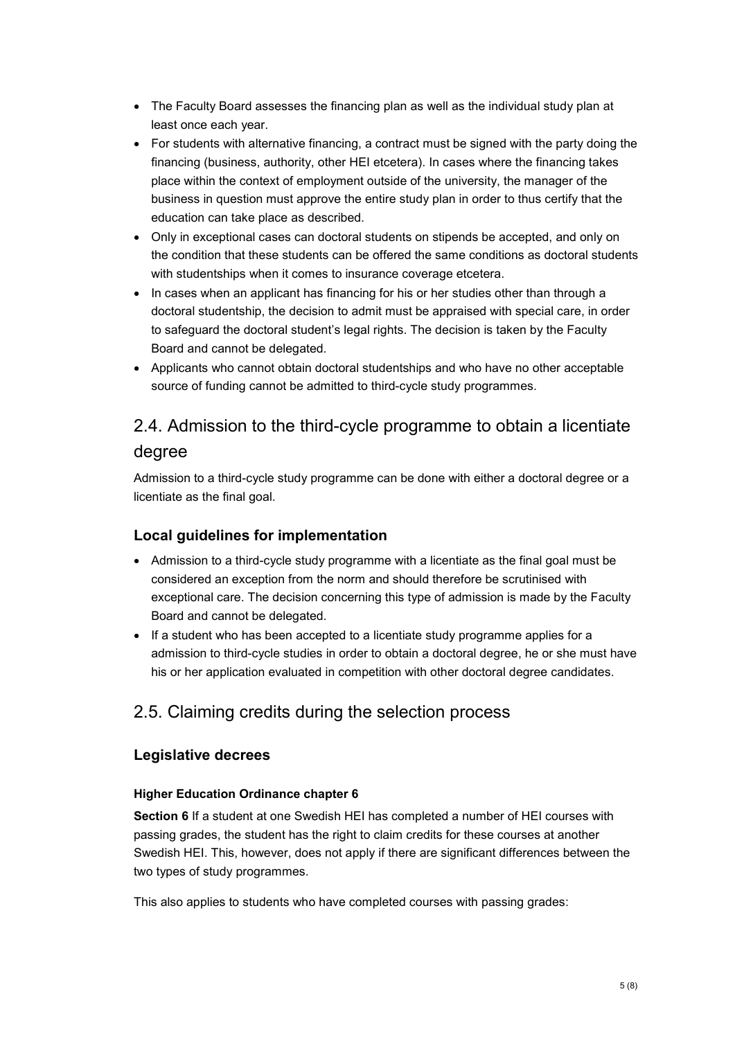- The Faculty Board assesses the financing plan as well as the individual study plan at least once each year.
- For students with alternative financing, a contract must be signed with the party doing the financing (business, authority, other HEI etcetera). In cases where the financing takes place within the context of employment outside of the university, the manager of the business in question must approve the entire study plan in order to thus certify that the education can take place as described.
- Only in exceptional cases can doctoral students on stipends be accepted, and only on the condition that these students can be offered the same conditions as doctoral students with studentships when it comes to insurance coverage etcetera.
- In cases when an applicant has financing for his or her studies other than through a doctoral studentship, the decision to admit must be appraised with special care, in order to safeguard the doctoral student's legal rights. The decision is taken by the Faculty Board and cannot be delegated.
- Applicants who cannot obtain doctoral studentships and who have no other acceptable source of funding cannot be admitted to third-cycle study programmes.

## 2.4. Admission to the third-cycle programme to obtain a licentiate degree

Admission to a third-cycle study programme can be done with either a doctoral degree or a licentiate as the final goal.

### Local guidelines for implementation

- Admission to a third-cycle study programme with a licentiate as the final goal must be considered an exception from the norm and should therefore be scrutinised with exceptional care. The decision concerning this type of admission is made by the Faculty Board and cannot be delegated.
- If a student who has been accepted to a licentiate study programme applies for a admission to third-cycle studies in order to obtain a doctoral degree, he or she must have his or her application evaluated in competition with other doctoral degree candidates.

## 2.5. Claiming credits during the selection process

### Legislative decrees

#### Higher Education Ordinance chapter 6

**Section 6** If a student at one Swedish HEI has completed a number of HEI courses with passing grades, the student has the right to claim credits for these courses at another Swedish HEI. This, however, does not apply if there are significant differences between the two types of study programmes.

This also applies to students who have completed courses with passing grades: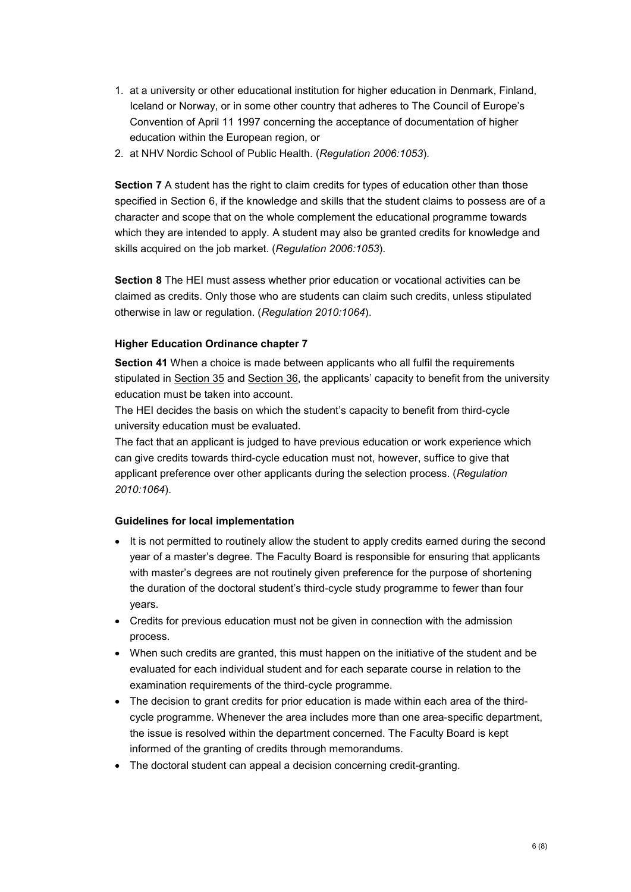1. at a university or other educational institution for higher education in Denmark, Finland, Iceland or Norway, or in some other country that adheres to The Council of Europe's Convention of April 11 1997 concerning the acceptance of documentation of higher education within the European region, or
2. at NHV Nordic School of Public Health. (*Regulation 2006:1053*).

**Section 7** A student has the right to claim credits for types of education other than those specified in Section 6, if the knowledge and skills that the student claims to possess are of a character and scope that on the whole complement the educational programme towards which they are intended to apply. A student may also be granted credits for knowledge and skills acquired on the job market. (*Regulation 2006:1053*).

**Section 8** The HEI must assess whether prior education or vocational activities can be claimed as credits. Only those who are students can claim such credits, unless stipulated otherwise in law or regulation. (*Regulation 2010:1064*).

#### Higher Education Ordinance chapter 7

**Section 41** When a choice is made between applicants who all fulfil the requirements stipulated in Section 35 and Section 36, the applicants' capacity to benefit from the university education must be taken into account.

The HEI decides the basis on which the student's capacity to benefit from third-cycle university education must be evaluated.

The fact that an applicant is judged to have previous education or work experience which can give credits towards third-cycle education must not, however, suffice to give that applicant preference over other applicants during the selection process. (*Regulation 2010:1064*).

#### Guidelines for local implementation

- It is not permitted to routinely allow the student to apply credits earned during the second year of a master's degree. The Faculty Board is responsible for ensuring that applicants with master's degrees are not routinely given preference for the purpose of shortening the duration of the doctoral student's third-cycle study programme to fewer than four years.
- Credits for previous education must not be given in connection with the admission process.
- When such credits are granted, this must happen on the initiative of the student and be evaluated for each individual student and for each separate course in relation to the examination requirements of the third-cycle programme.
- The decision to grant credits for prior education is made within each area of the third-cycle programme. Whenever the area includes more than one area-specific department, the issue is resolved within the department concerned. The Faculty Board is kept informed of the granting of credits through memorandums.
- The doctoral student can appeal a decision concerning credit-granting.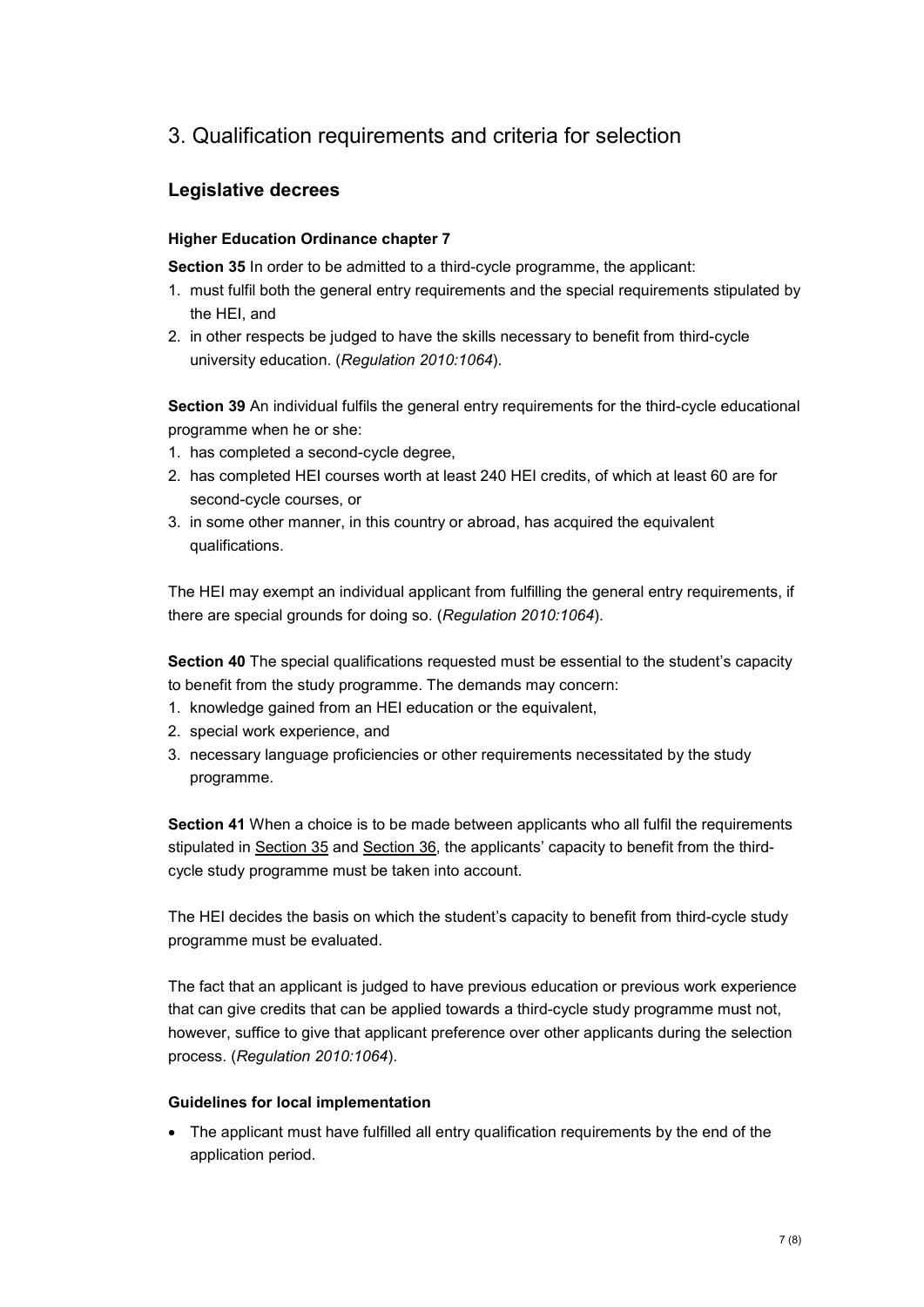## 3. Qualification requirements and criteria for selection

### Legislative decrees

#### Higher Education Ordinance chapter 7

**Section 35** In order to be admitted to a third-cycle programme, the applicant:

1. must fulfil both the general entry requirements and the special requirements stipulated by the HEI, and
2. in other respects be judged to have the skills necessary to benefit from third-cycle university education. (*Regulation 2010:1064*).

**Section 39** An individual fulfils the general entry requirements for the third-cycle educational programme when he or she:

1. has completed a second-cycle degree,
2. has completed HEI courses worth at least 240 HEI credits, of which at least 60 are for second-cycle courses, or
3. in some other manner, in this country or abroad, has acquired the equivalent qualifications.

The HEI may exempt an individual applicant from fulfilling the general entry requirements, if there are special grounds for doing so. (*Regulation 2010:1064*).

**Section 40** The special qualifications requested must be essential to the student's capacity to benefit from the study programme. The demands may concern:

1. knowledge gained from an HEI education or the equivalent,
2. special work experience, and
3. necessary language proficiencies or other requirements necessitated by the study programme.

**Section 41** When a choice is to be made between applicants who all fulfil the requirements stipulated in Section 35 and Section 36, the applicants' capacity to benefit from the third-cycle study programme must be taken into account.

The HEI decides the basis on which the student's capacity to benefit from third-cycle study programme must be evaluated.

The fact that an applicant is judged to have previous education or previous work experience that can give credits that can be applied towards a third-cycle study programme must not, however, suffice to give that applicant preference over other applicants during the selection process. (*Regulation 2010:1064*).

#### Guidelines for local implementation

- The applicant must have fulfilled all entry qualification requirements by the end of the application period.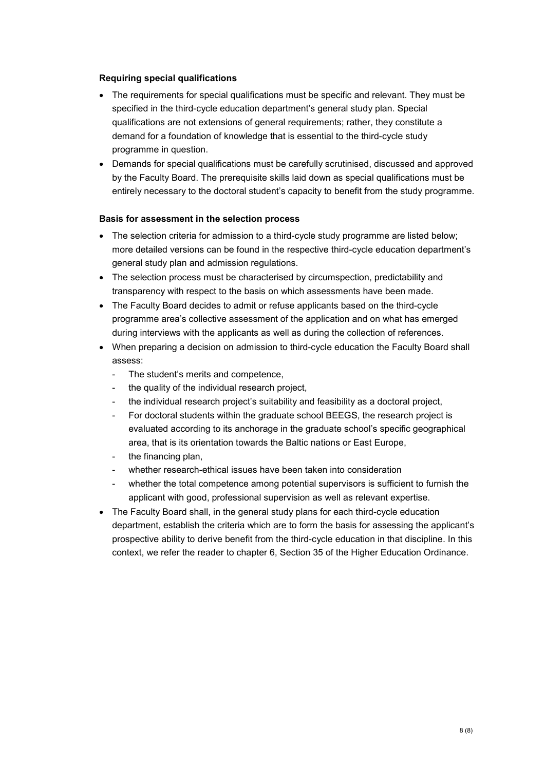**Requiring special qualifications**

- The requirements for special qualifications must be specific and relevant. They must be specified in the third-cycle education department's general study plan. Special qualifications are not extensions of general requirements; rather, they constitute a demand for a foundation of knowledge that is essential to the third-cycle study programme in question.
- Demands for special qualifications must be carefully scrutinised, discussed and approved by the Faculty Board. The prerequisite skills laid down as special qualifications must be entirely necessary to the doctoral student's capacity to benefit from the study programme.

**Basis for assessment in the selection process**

- The selection criteria for admission to a third-cycle study programme are listed below; more detailed versions can be found in the respective third-cycle education department's general study plan and admission regulations.
- The selection process must be characterised by circumspection, predictability and transparency with respect to the basis on which assessments have been made.
- The Faculty Board decides to admit or refuse applicants based on the third-cycle programme area's collective assessment of the application and on what has emerged during interviews with the applicants as well as during the collection of references.
- When preparing a decision on admission to third-cycle education the Faculty Board shall assess:
  - The student's merits and competence,
  - the quality of the individual research project,
  - the individual research project's suitability and feasibility as a doctoral project,
  - For doctoral students within the graduate school BEEGS, the research project is evaluated according to its anchorage in the graduate school's specific geographical area, that is its orientation towards the Baltic nations or East Europe,
  - the financing plan,
  - whether research-ethical issues have been taken into consideration
  - whether the total competence among potential supervisors is sufficient to furnish the applicant with good, professional supervision as well as relevant expertise.
- The Faculty Board shall, in the general study plans for each third-cycle education department, establish the criteria which are to form the basis for assessing the applicant's prospective ability to derive benefit from the third-cycle education in that discipline. In this context, we refer the reader to chapter 6, Section 35 of the Higher Education Ordinance.